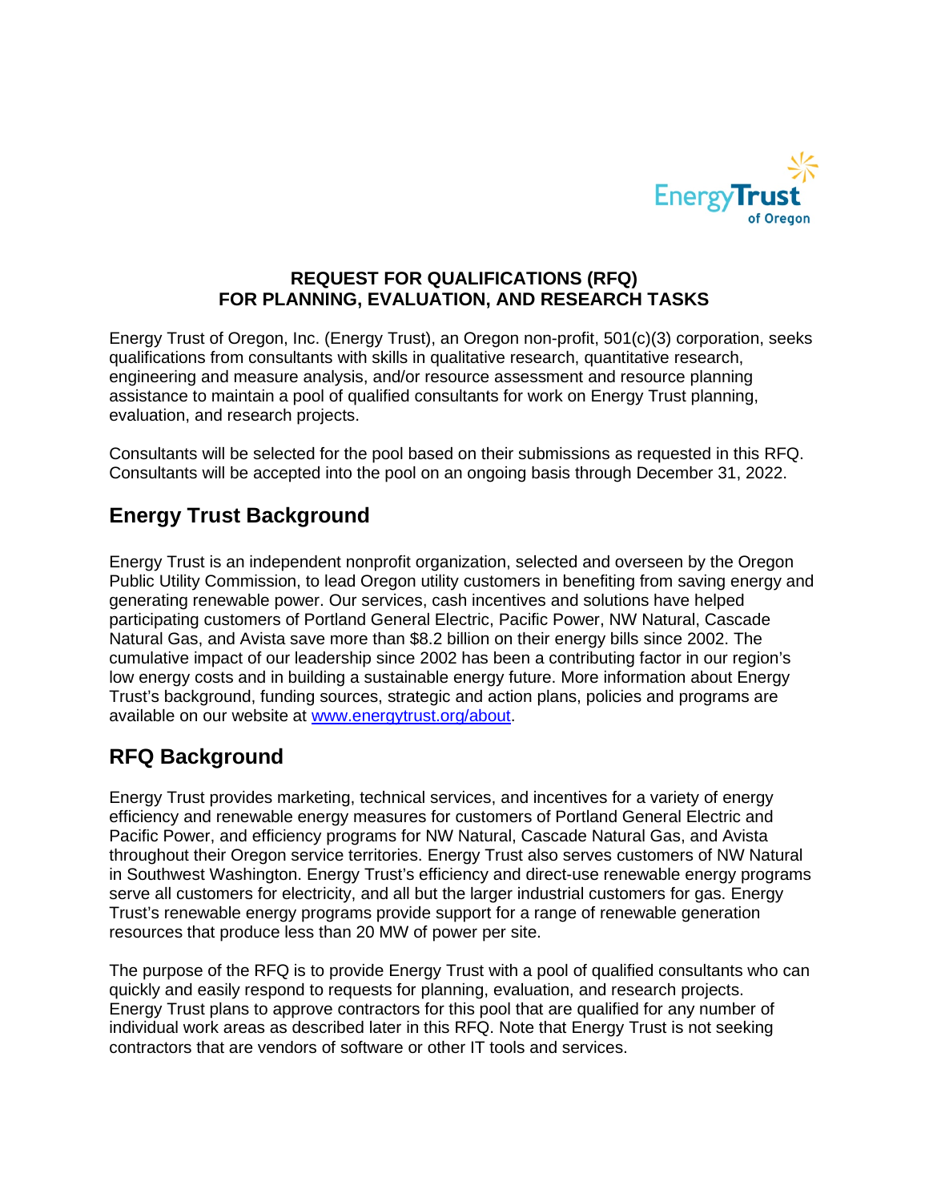**REQUEST FOR QUALIFICATIONS (RFQ)**
**FOR PLANNING, EVALUATION, AND RESEARCH TASKS**

Energy Trust of Oregon, Inc. (Energy Trust), an Oregon non-profit, 501(c)(3) corporation, seeks qualifications from consultants with skills in qualitative research, quantitative research, engineering and measure analysis, and/or resource assessment and resource planning assistance to maintain a pool of qualified consultants for work on Energy Trust planning, evaluation, and research projects.

Consultants will be selected for the pool based on their submissions as requested in this RFQ. Consultants will be accepted into the pool on an ongoing basis through December 31, 2022.

## Energy Trust Background

Energy Trust is an independent nonprofit organization, selected and overseen by the Oregon Public Utility Commission, to lead Oregon utility customers in benefiting from saving energy and generating renewable power. Our services, cash incentives and solutions have helped participating customers of Portland General Electric, Pacific Power, NW Natural, Cascade Natural Gas, and Avista save more than $8.2 billion on their energy bills since 2002. The cumulative impact of our leadership since 2002 has been a contributing factor in our region's low energy costs and in building a sustainable energy future. More information about Energy Trust's background, funding sources, strategic and action plans, policies and programs are available on our website at [www.energytrust.org/about](www.energytrust.org/about).

## RFQ Background

Energy Trust provides marketing, technical services, and incentives for a variety of energy efficiency and renewable energy measures for customers of Portland General Electric and Pacific Power, and efficiency programs for NW Natural, Cascade Natural Gas, and Avista throughout their Oregon service territories. Energy Trust also serves customers of NW Natural in Southwest Washington. Energy Trust's efficiency and direct-use renewable energy programs serve all customers for electricity, and all but the larger industrial customers for gas. Energy Trust's renewable energy programs provide support for a range of renewable generation resources that produce less than 20 MW of power per site.

The purpose of the RFQ is to provide Energy Trust with a pool of qualified consultants who can quickly and easily respond to requests for planning, evaluation, and research projects. Energy Trust plans to approve contractors for this pool that are qualified for any number of individual work areas as described later in this RFQ. Note that Energy Trust is not seeking contractors that are vendors of software or other IT tools and services.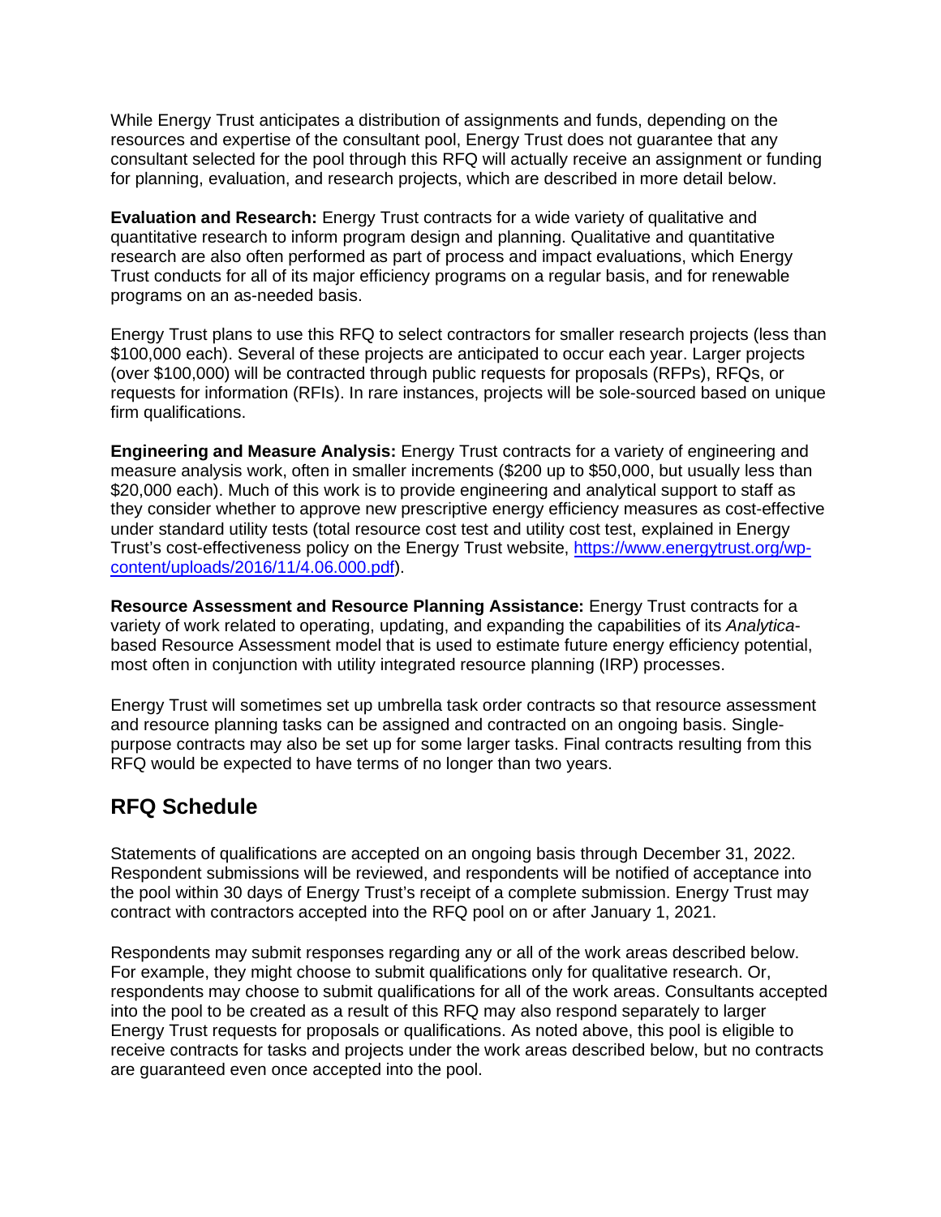While Energy Trust anticipates a distribution of assignments and funds, depending on the resources and expertise of the consultant pool, Energy Trust does not guarantee that any consultant selected for the pool through this RFQ will actually receive an assignment or funding for planning, evaluation, and research projects, which are described in more detail below.

**Evaluation and Research:** Energy Trust contracts for a wide variety of qualitative and quantitative research to inform program design and planning. Qualitative and quantitative research are also often performed as part of process and impact evaluations, which Energy Trust conducts for all of its major efficiency programs on a regular basis, and for renewable programs on an as-needed basis.

Energy Trust plans to use this RFQ to select contractors for smaller research projects (less than $100,000 each). Several of these projects are anticipated to occur each year. Larger projects (over $100,000) will be contracted through public requests for proposals (RFPs), RFQs, or requests for information (RFIs). In rare instances, projects will be sole-sourced based on unique firm qualifications.

**Engineering and Measure Analysis:** Energy Trust contracts for a variety of engineering and measure analysis work, often in smaller increments ($200 up to $50,000, but usually less than $20,000 each). Much of this work is to provide engineering and analytical support to staff as they consider whether to approve new prescriptive energy efficiency measures as cost-effective under standard utility tests (total resource cost test and utility cost test, explained in Energy Trust's cost-effectiveness policy on the Energy Trust website, [https://www.energytrust.org/wp-content/uploads/2016/11/4.06.000.pdf](https://www.energytrust.org/wp-content/uploads/2016/11/4.06.000.pdf)).

**Resource Assessment and Resource Planning Assistance:** Energy Trust contracts for a variety of work related to operating, updating, and expanding the capabilities of its *Analytica*-based Resource Assessment model that is used to estimate future energy efficiency potential, most often in conjunction with utility integrated resource planning (IRP) processes.

Energy Trust will sometimes set up umbrella task order contracts so that resource assessment and resource planning tasks can be assigned and contracted on an ongoing basis. Single-purpose contracts may also be set up for some larger tasks. Final contracts resulting from this RFQ would be expected to have terms of no longer than two years.

## RFQ Schedule

Statements of qualifications are accepted on an ongoing basis through December 31, 2022. Respondent submissions will be reviewed, and respondents will be notified of acceptance into the pool within 30 days of Energy Trust's receipt of a complete submission. Energy Trust may contract with contractors accepted into the RFQ pool on or after January 1, 2021.

Respondents may submit responses regarding any or all of the work areas described below. For example, they might choose to submit qualifications only for qualitative research. Or, respondents may choose to submit qualifications for all of the work areas. Consultants accepted into the pool to be created as a result of this RFQ may also respond separately to larger Energy Trust requests for proposals or qualifications. As noted above, this pool is eligible to receive contracts for tasks and projects under the work areas described below, but no contracts are guaranteed even once accepted into the pool.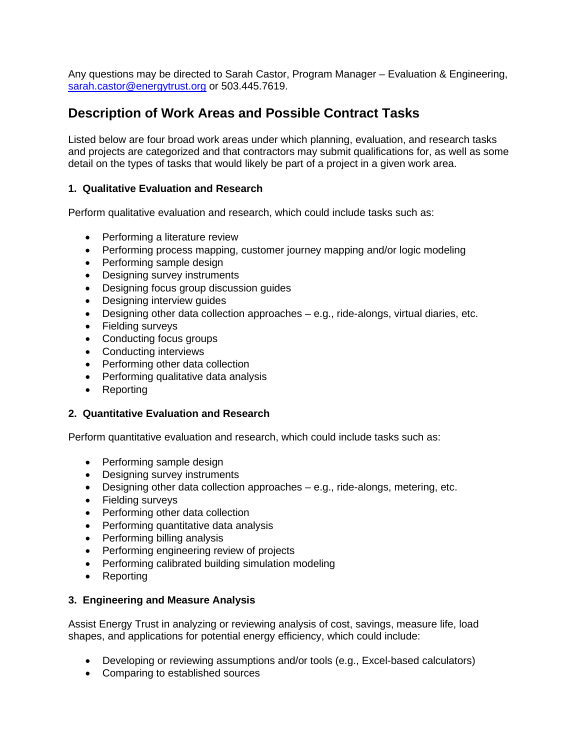Any questions may be directed to Sarah Castor, Program Manager – Evaluation & Engineering, [sarah.castor@energytrust.org](mailto:sarah.castor@energytrust.org) or 503.445.7619.

## Description of Work Areas and Possible Contract Tasks

Listed below are four broad work areas under which planning, evaluation, and research tasks and projects are categorized and that contractors may submit qualifications for, as well as some detail on the types of tasks that would likely be part of a project in a given work area.

### 1. Qualitative Evaluation and Research

Perform qualitative evaluation and research, which could include tasks such as:

- Performing a literature review
- Performing process mapping, customer journey mapping and/or logic modeling
- Performing sample design
- Designing survey instruments
- Designing focus group discussion guides
- Designing interview guides
- Designing other data collection approaches – e.g., ride-alongs, virtual diaries, etc.
- Fielding surveys
- Conducting focus groups
- Conducting interviews
- Performing other data collection
- Performing qualitative data analysis
- Reporting

### 2. Quantitative Evaluation and Research

Perform quantitative evaluation and research, which could include tasks such as:

- Performing sample design
- Designing survey instruments
- Designing other data collection approaches – e.g., ride-alongs, metering, etc.
- Fielding surveys
- Performing other data collection
- Performing quantitative data analysis
- Performing billing analysis
- Performing engineering review of projects
- Performing calibrated building simulation modeling
- Reporting

### 3. Engineering and Measure Analysis

Assist Energy Trust in analyzing or reviewing analysis of cost, savings, measure life, load shapes, and applications for potential energy efficiency, which could include:

- Developing or reviewing assumptions and/or tools (e.g., Excel-based calculators)
- Comparing to established sources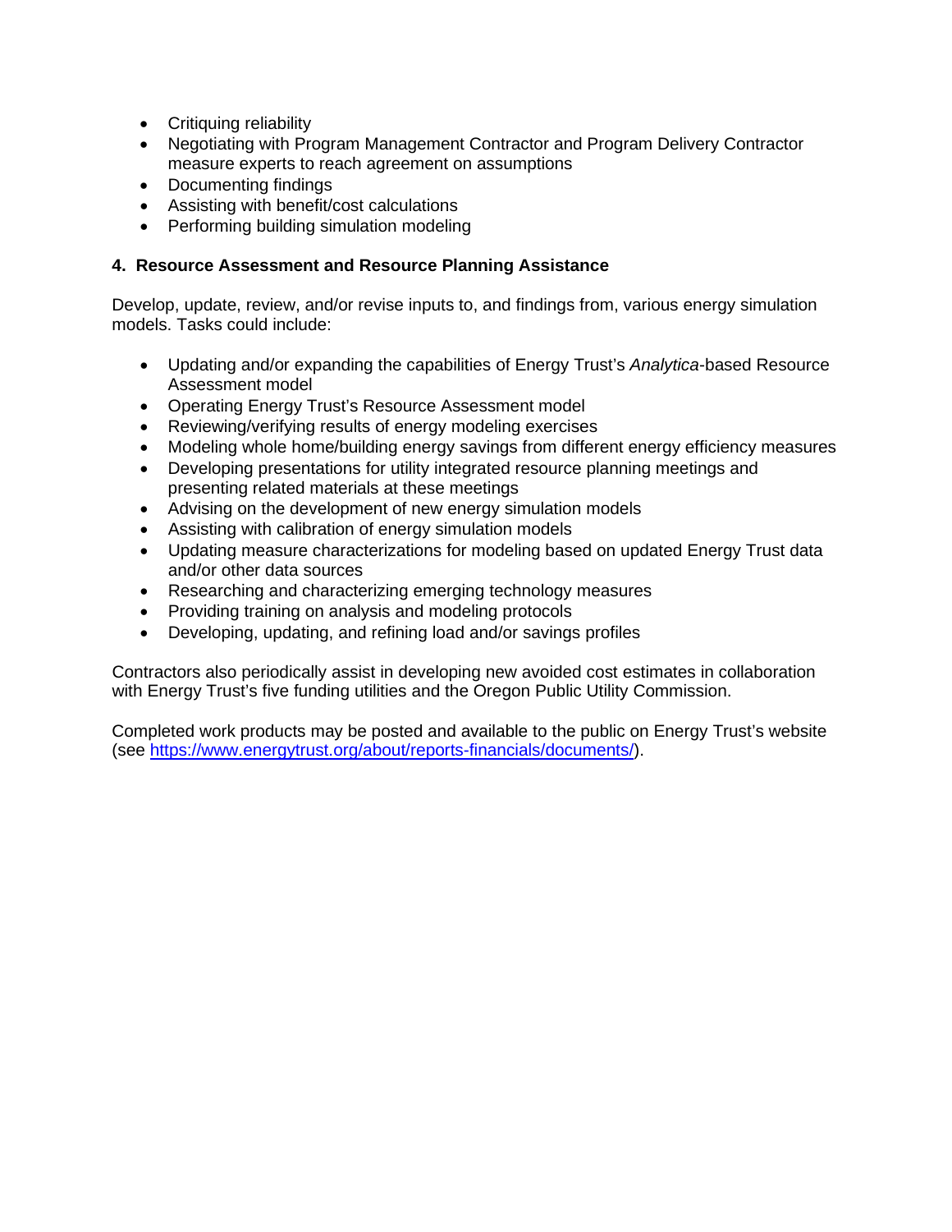- Critiquing reliability
- Negotiating with Program Management Contractor and Program Delivery Contractor measure experts to reach agreement on assumptions
- Documenting findings
- Assisting with benefit/cost calculations
- Performing building simulation modeling

**4. Resource Assessment and Resource Planning Assistance**

Develop, update, review, and/or revise inputs to, and findings from, various energy simulation models. Tasks could include:

- Updating and/or expanding the capabilities of Energy Trust's *Analytica*-based Resource Assessment model
- Operating Energy Trust's Resource Assessment model
- Reviewing/verifying results of energy modeling exercises
- Modeling whole home/building energy savings from different energy efficiency measures
- Developing presentations for utility integrated resource planning meetings and presenting related materials at these meetings
- Advising on the development of new energy simulation models
- Assisting with calibration of energy simulation models
- Updating measure characterizations for modeling based on updated Energy Trust data and/or other data sources
- Researching and characterizing emerging technology measures
- Providing training on analysis and modeling protocols
- Developing, updating, and refining load and/or savings profiles

Contractors also periodically assist in developing new avoided cost estimates in collaboration with Energy Trust's five funding utilities and the Oregon Public Utility Commission.

Completed work products may be posted and available to the public on Energy Trust's website (see https://www.energytrust.org/about/reports-financials/documents/).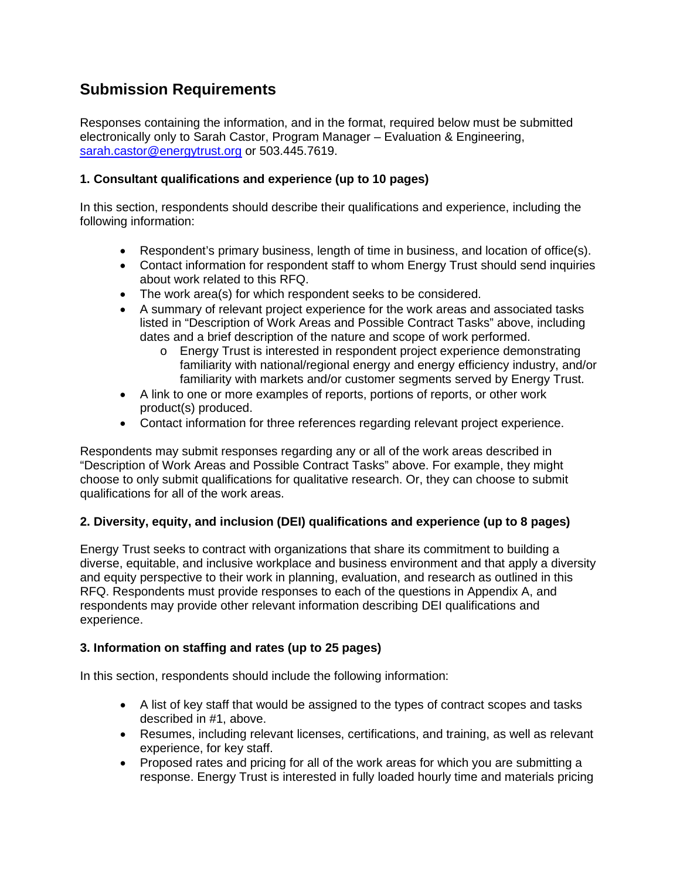## Submission Requirements

Responses containing the information, and in the format, required below must be submitted electronically only to Sarah Castor, Program Manager – Evaluation & Engineering, sarah.castor@energytrust.org or 503.445.7619.

### 1. Consultant qualifications and experience (up to 10 pages)

In this section, respondents should describe their qualifications and experience, including the following information:

- Respondent's primary business, length of time in business, and location of office(s).
- Contact information for respondent staff to whom Energy Trust should send inquiries about work related to this RFQ.
- The work area(s) for which respondent seeks to be considered.
- A summary of relevant project experience for the work areas and associated tasks listed in "Description of Work Areas and Possible Contract Tasks" above, including dates and a brief description of the nature and scope of work performed.
  - Energy Trust is interested in respondent project experience demonstrating familiarity with national/regional energy and energy efficiency industry, and/or familiarity with markets and/or customer segments served by Energy Trust.
- A link to one or more examples of reports, portions of reports, or other work product(s) produced.
- Contact information for three references regarding relevant project experience.

Respondents may submit responses regarding any or all of the work areas described in "Description of Work Areas and Possible Contract Tasks" above. For example, they might choose to only submit qualifications for qualitative research. Or, they can choose to submit qualifications for all of the work areas.

### 2. Diversity, equity, and inclusion (DEI) qualifications and experience (up to 8 pages)

Energy Trust seeks to contract with organizations that share its commitment to building a diverse, equitable, and inclusive workplace and business environment and that apply a diversity and equity perspective to their work in planning, evaluation, and research as outlined in this RFQ. Respondents must provide responses to each of the questions in Appendix A, and respondents may provide other relevant information describing DEI qualifications and experience.

### 3. Information on staffing and rates (up to 25 pages)

In this section, respondents should include the following information:

- A list of key staff that would be assigned to the types of contract scopes and tasks described in #1, above.
- Resumes, including relevant licenses, certifications, and training, as well as relevant experience, for key staff.
- Proposed rates and pricing for all of the work areas for which you are submitting a response. Energy Trust is interested in fully loaded hourly time and materials pricing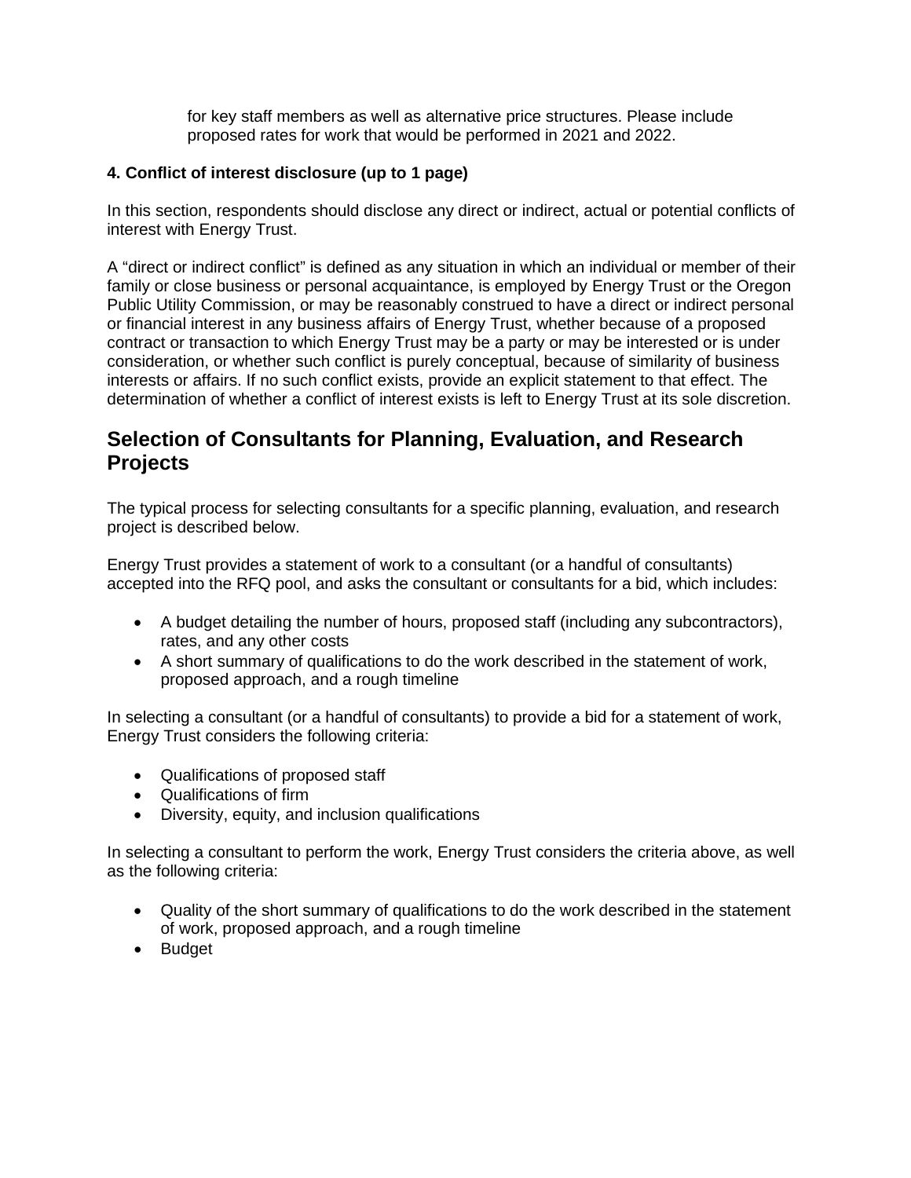for key staff members as well as alternative price structures. Please include proposed rates for work that would be performed in 2021 and 2022.

**4. Conflict of interest disclosure (up to 1 page)**

In this section, respondents should disclose any direct or indirect, actual or potential conflicts of interest with Energy Trust.

A "direct or indirect conflict" is defined as any situation in which an individual or member of their family or close business or personal acquaintance, is employed by Energy Trust or the Oregon Public Utility Commission, or may be reasonably construed to have a direct or indirect personal or financial interest in any business affairs of Energy Trust, whether because of a proposed contract or transaction to which Energy Trust may be a party or may be interested or is under consideration, or whether such conflict is purely conceptual, because of similarity of business interests or affairs. If no such conflict exists, provide an explicit statement to that effect. The determination of whether a conflict of interest exists is left to Energy Trust at its sole discretion.

## Selection of Consultants for Planning, Evaluation, and Research Projects

The typical process for selecting consultants for a specific planning, evaluation, and research project is described below.

Energy Trust provides a statement of work to a consultant (or a handful of consultants) accepted into the RFQ pool, and asks the consultant or consultants for a bid, which includes:

- A budget detailing the number of hours, proposed staff (including any subcontractors), rates, and any other costs
- A short summary of qualifications to do the work described in the statement of work, proposed approach, and a rough timeline

In selecting a consultant (or a handful of consultants) to provide a bid for a statement of work, Energy Trust considers the following criteria:

- Qualifications of proposed staff
- Qualifications of firm
- Diversity, equity, and inclusion qualifications

In selecting a consultant to perform the work, Energy Trust considers the criteria above, as well as the following criteria:

- Quality of the short summary of qualifications to do the work described in the statement of work, proposed approach, and a rough timeline
- Budget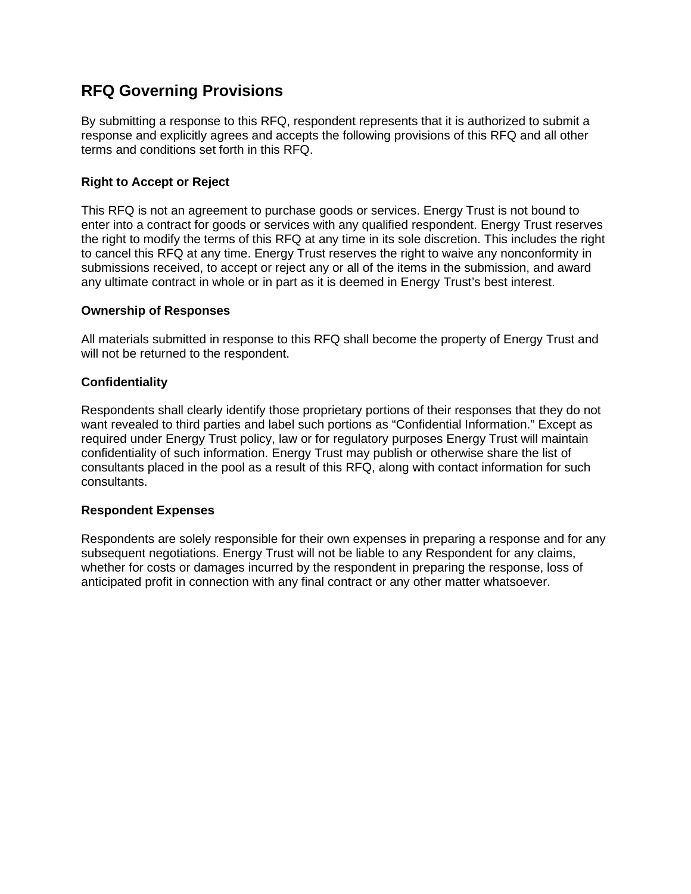## RFQ Governing Provisions

By submitting a response to this RFQ, respondent represents that it is authorized to submit a response and explicitly agrees and accepts the following provisions of this RFQ and all other terms and conditions set forth in this RFQ.

### Right to Accept or Reject

This RFQ is not an agreement to purchase goods or services. Energy Trust is not bound to enter into a contract for goods or services with any qualified respondent. Energy Trust reserves the right to modify the terms of this RFQ at any time in its sole discretion. This includes the right to cancel this RFQ at any time. Energy Trust reserves the right to waive any nonconformity in submissions received, to accept or reject any or all of the items in the submission, and award any ultimate contract in whole or in part as it is deemed in Energy Trust's best interest.

### Ownership of Responses

All materials submitted in response to this RFQ shall become the property of Energy Trust and will not be returned to the respondent.

### Confidentiality

Respondents shall clearly identify those proprietary portions of their responses that they do not want revealed to third parties and label such portions as "Confidential Information." Except as required under Energy Trust policy, law or for regulatory purposes Energy Trust will maintain confidentiality of such information. Energy Trust may publish or otherwise share the list of consultants placed in the pool as a result of this RFQ, along with contact information for such consultants.

### Respondent Expenses

Respondents are solely responsible for their own expenses in preparing a response and for any subsequent negotiations. Energy Trust will not be liable to any Respondent for any claims, whether for costs or damages incurred by the respondent in preparing the response, loss of anticipated profit in connection with any final contract or any other matter whatsoever.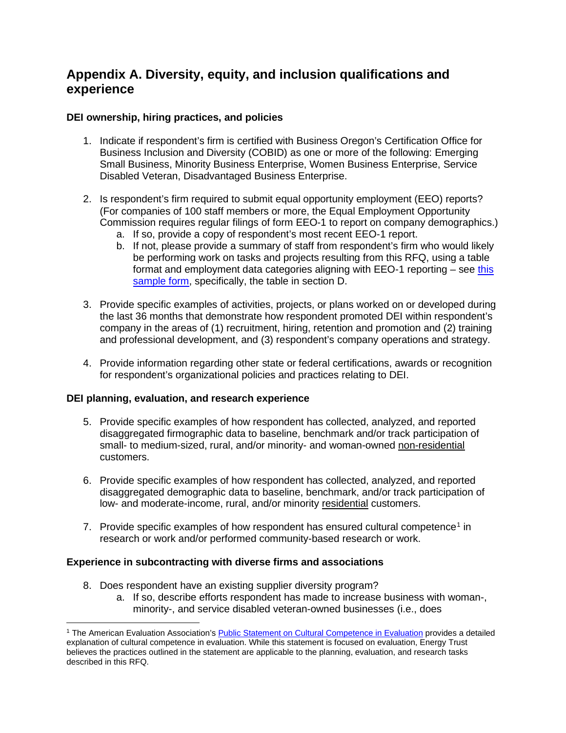# Appendix A. Diversity, equity, and inclusion qualifications and experience

### DEI ownership, hiring practices, and policies

1. Indicate if respondent's firm is certified with Business Oregon's Certification Office for Business Inclusion and Diversity (COBID) as one or more of the following: Emerging Small Business, Minority Business Enterprise, Women Business Enterprise, Service Disabled Veteran, Disadvantaged Business Enterprise.

2. Is respondent's firm required to submit equal opportunity employment (EEO) reports? (For companies of 100 staff members or more, the Equal Employment Opportunity Commission requires regular filings of form EEO-1 to report on company demographics.)
   a. If so, provide a copy of respondent's most recent EEO-1 report.
   b. If not, please provide a summary of staff from respondent's firm who would likely be performing work on tasks and projects resulting from this RFQ, using a table format and employment data categories aligning with EEO-1 reporting – see [this sample form](), specifically, the table in section D.

3. Provide specific examples of activities, projects, or plans worked on or developed during the last 36 months that demonstrate how respondent promoted DEI within respondent's company in the areas of (1) recruitment, hiring, retention and promotion and (2) training and professional development, and (3) respondent's company operations and strategy.

4. Provide information regarding other state or federal certifications, awards or recognition for respondent's organizational policies and practices relating to DEI.

### DEI planning, evaluation, and research experience

5. Provide specific examples of how respondent has collected, analyzed, and reported disaggregated firmographic data to baseline, benchmark and/or track participation of small- to medium-sized, rural, and/or minority- and woman-owned <u>non-residential</u> customers.

6. Provide specific examples of how respondent has collected, analyzed, and reported disaggregated demographic data to baseline, benchmark, and/or track participation of low- and moderate-income, rural, and/or minority <u>residential</u> customers.

7. Provide specific examples of how respondent has ensured cultural competence[1] in research or work and/or performed community-based research or work.

### Experience in subcontracting with diverse firms and associations

8. Does respondent have an existing supplier diversity program?
   a. If so, describe efforts respondent has made to increase business with woman-, minority-, and service disabled veteran-owned businesses (i.e., does

[1] The American Evaluation Association's [Public Statement on Cultural Competence in Evaluation]() provides a detailed explanation of cultural competence in evaluation. While this statement is focused on evaluation, Energy Trust believes the practices outlined in the statement are applicable to the planning, evaluation, and research tasks described in this RFQ.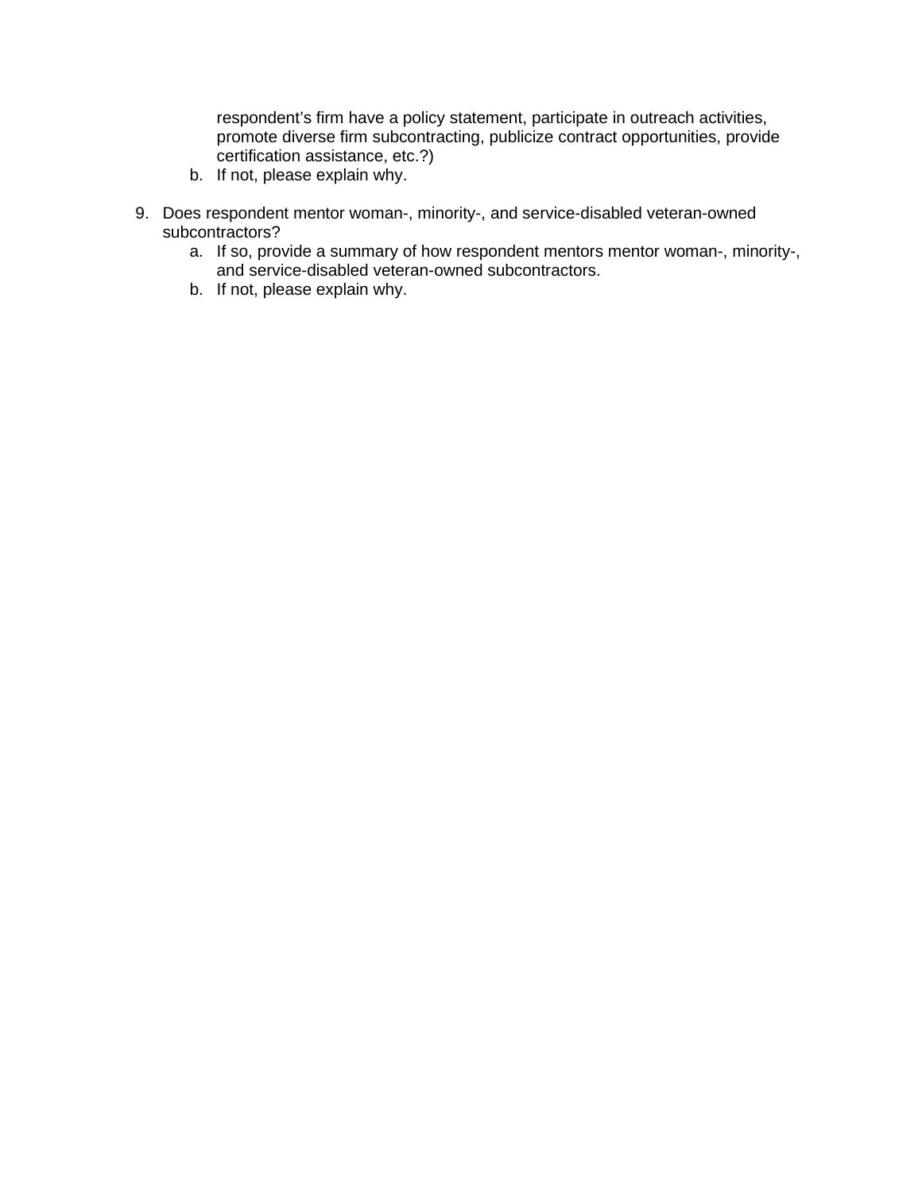respondent’s firm have a policy statement, participate in outreach activities, promote diverse firm subcontracting, publicize contract opportunities, provide certification assistance, etc.?)

   b. If not, please explain why.

9. Does respondent mentor woman-, minority-, and service-disabled veteran-owned subcontractors?
   a. If so, provide a summary of how respondent mentors mentor woman-, minority-, and service-disabled veteran-owned subcontractors.
   b. If not, please explain why.